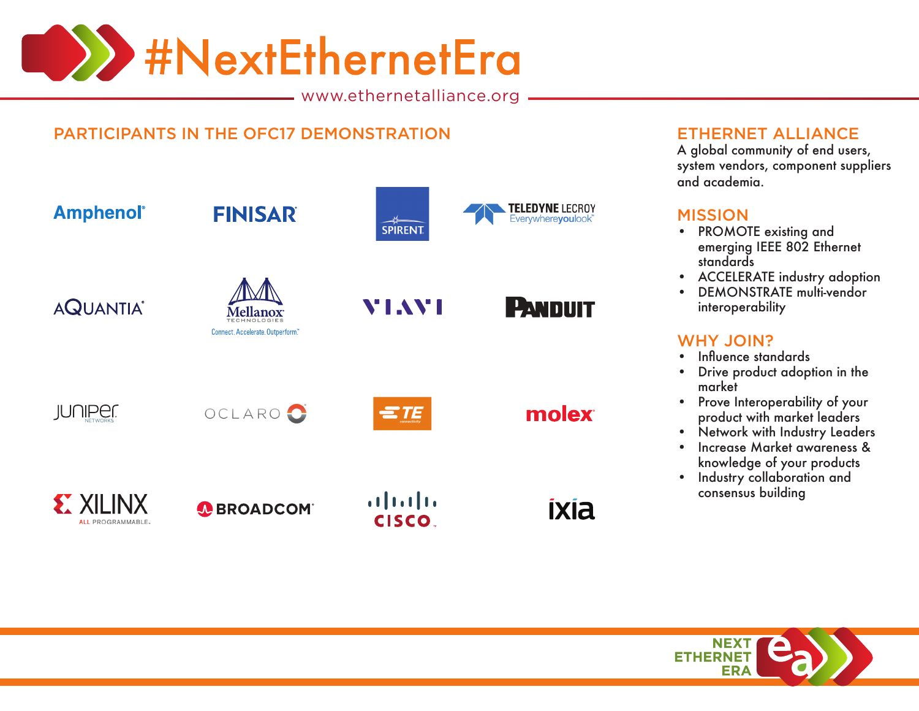# #NextEthernetEra

www.ethernetalliance.org

## PARTICIPANTS IN THE OFC17 DEMONSTRATION

- Amphenol
- FINISAR
- SPIRENT
- TELEDYNE LECROY Everywhereyoulook
- AQUANTIA
- Mellanox TECHNOLOGIES Connect. Accelerate. Outperform.
- VIAVI
- PANDUIT
- JUNIPER NETWORKS
- OCLARO
- TE connectivity
- molex
- XILINX ALL PROGRAMMABLE.
- BROADCOM
- CISCO
- ixia

## ETHERNET ALLIANCE

A global community of end users, system vendors, component suppliers and academia.

## MISSION

- PROMOTE existing and emerging IEEE 802 Ethernet standards
- ACCELERATE industry adoption
- DEMONSTRATE multi-vendor interoperability

## WHY JOIN?

- Influence standards
- Drive product adoption in the market
- Prove Interoperability of your product with market leaders
- Network with Industry Leaders
- Increase Market awareness & knowledge of your products
- Industry collaboration and consensus building

NEXT ETHERNET ERA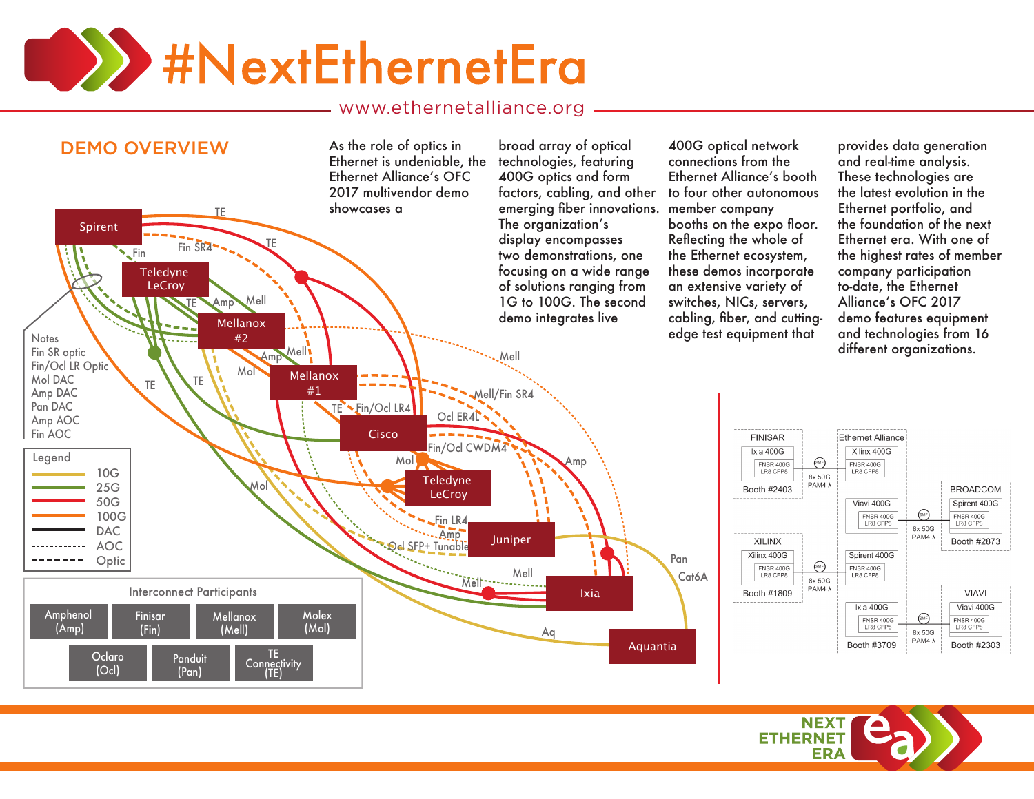# #NextEthernetEra

www.ethernetalliance.org

## DEMO OVERVIEW

As the role of optics in Ethernet is undeniable, the Ethernet Alliance's OFC 2017 multivendor demo showcases a broad array of optical technologies, featuring 400G optics and form factors, cabling, and other emerging fiber innovations. The organization's display encompasses two demonstrations, one focusing on a wide range of solutions ranging from 1G to 100G. The second demo integrates live 400G optical network connections from the Ethernet Alliance's booth to four other autonomous member company booths on the expo floor. Reflecting the whole of the Ethernet ecosystem, these demos incorporate an extensive variety of switches, NICs, servers, cabling, fiber, and cutting-edge test equipment that provides data generation and real-time analysis. These technologies are the latest evolution in the Ethernet portfolio, and the foundation of the next Ethernet era. With one of the highest rates of member company participation to-date, the Ethernet Alliance's OFC 2017 demo features equipment and technologies from 16 different organizations.

Spirent
Teledyne LeCroy
Mellanox #2
Mellanox #1
Cisco
Teledyne LeCroy
Juniper
Ixia
Aquantia

TE
Fin
Fin SR4
TE
TE
Amp
Mell
Amp
Mell
Mol
TE
TE
TE
Fin/Ocl LR4
Mell
Mell/Fin SR4
Ocl ER4L
Fin/Ocl CWDM4
Mol
Mol
Amp
Fin LR4
Amp
Ocl SFP+ Tunable
Mell
Mell
Pan
Cat6A
Aq

Notes
Fin SR optic
Fin/Ocl LR Optic
Mol DAC
Amp DAC
Pan DAC
Amp AOC
Fin AOC

Legend
10G
25G
50G
100G
DAC
AOC
Optic

Interconnect Participants
Amphenol (Amp)
Finisar (Fin)
Mellanox (Mell)
Molex (Mol)
Oclaro (Ocl)
Panduit (Pan)
TE Connectivity (TE)

FINISAR
Ixia 400G
FNSR 400G LR8 CFP8
Booth #2403

Ethernet Alliance
Xilinx 400G
FNSR 400G LR8 CFP8
Viavi 400G
FNSR 400G LR8 CFP8
Spirent 400G
FNSR 400G LR8 CFP8
Ixia 400G
FNSR 400G LR8 CFP8
Booth #3709

BROADCOM
Spirent 400G
FNSR 400G LR8 CFP8
Booth #2873

XILINX
Xilinx 400G
FNSR 400G LR8 CFP8
Booth #1809

VIAVI
Viavi 400G
FNSR 400G LR8 CFP8
Booth #2303

SMF
8x 50G PAM4 λ

NEXT ETHERNET ERA